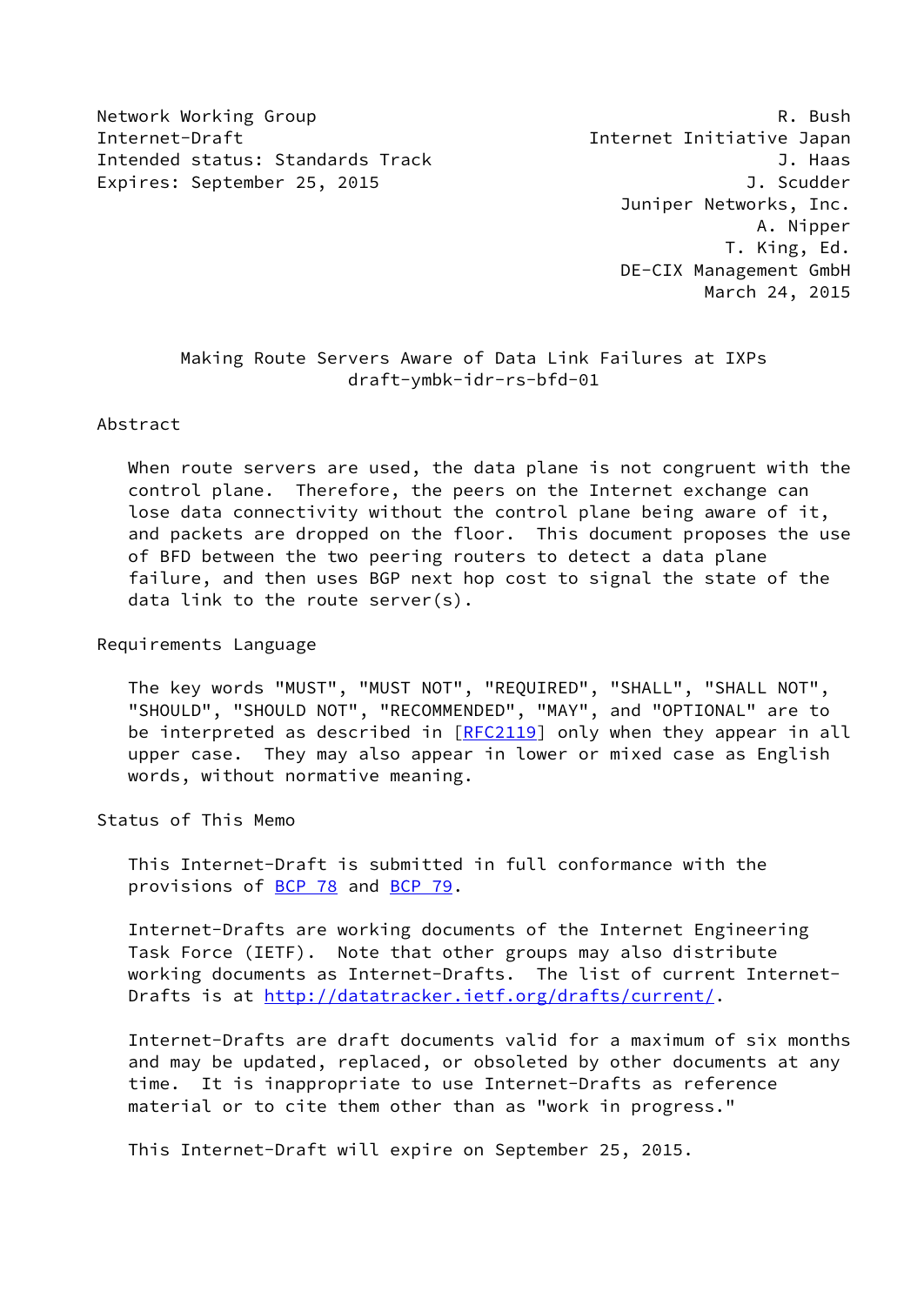Network Working Group R. Bush
Internet-Draft Internet Initiative Japan
Intended status: Standards Track J. Haas
Expires: September 25, 2015 J. Scudder
Juniper Networks, Inc.
A. Nipper
T. King, Ed.
DE-CIX Management GmbH
March 24, 2015

# Making Route Servers Aware of Data Link Failures at IXPs
draft-ymbk-idr-rs-bfd-01

## Abstract

When route servers are used, the data plane is not congruent with the control plane. Therefore, the peers on the Internet exchange can lose data connectivity without the control plane being aware of it, and packets are dropped on the floor. This document proposes the use of BFD between the two peering routers to detect a data plane failure, and then uses BGP next hop cost to signal the state of the data link to the route server(s).

## Requirements Language

The key words "MUST", "MUST NOT", "REQUIRED", "SHALL", "SHALL NOT", "SHOULD", "SHOULD NOT", "RECOMMENDED", "MAY", and "OPTIONAL" are to be interpreted as described in [RFC2119] only when they appear in all upper case. They may also appear in lower or mixed case as English words, without normative meaning.

## Status of This Memo

This Internet-Draft is submitted in full conformance with the provisions of BCP 78 and BCP 79.

Internet-Drafts are working documents of the Internet Engineering Task Force (IETF). Note that other groups may also distribute working documents as Internet-Drafts. The list of current Internet-Drafts is at http://datatracker.ietf.org/drafts/current/.

Internet-Drafts are draft documents valid for a maximum of six months and may be updated, replaced, or obsoleted by other documents at any time. It is inappropriate to use Internet-Drafts as reference material or to cite them other than as "work in progress."

This Internet-Draft will expire on September 25, 2015.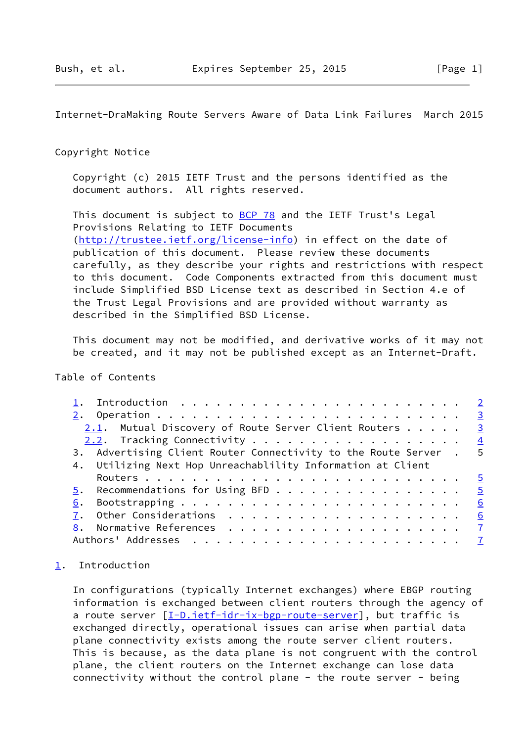## Copyright Notice

Copyright (c) 2015 IETF Trust and the persons identified as the document authors. All rights reserved.

This document is subject to BCP 78 and the IETF Trust's Legal Provisions Relating to IETF Documents (http://trustee.ietf.org/license-info) in effect on the date of publication of this document. Please review these documents carefully, as they describe your rights and restrictions with respect to this document. Code Components extracted from this document must include Simplified BSD License text as described in Section 4.e of the Trust Legal Provisions and are provided without warranty as described in the Simplified BSD License.

This document may not be modified, and derivative works of it may not be created, and it may not be published except as an Internet-Draft.

## Table of Contents

```
   1.  Introduction . . . . . . . . . . . . . . . . . . . . . . . .   2
   2.  Operation  . . . . . . . . . . . . . . . . . . . . . . . . .   3
     2.1.  Mutual Discovery of Route Server Client Routers  . . . .   3
     2.2.  Tracking Connectivity  . . . . . . . . . . . . . . . . .   4
   3.  Advertising Client Router Connectivity to the Route Server .   5
   4.  Utilizing Next Hop Unreachablility Information at Client
       Routers  . . . . . . . . . . . . . . . . . . . . . . . . . .   5
   5.  Recommendations for Using BFD  . . . . . . . . . . . . . . .   5
   6.  Bootstrapping  . . . . . . . . . . . . . . . . . . . . . . .   6
   7.  Other Considerations . . . . . . . . . . . . . . . . . . . .   6
   8.  Normative References . . . . . . . . . . . . . . . . . . . .   7
   Authors' Addresses . . . . . . . . . . . . . . . . . . . . . . .   7
```

## 1. Introduction

In configurations (typically Internet exchanges) where EBGP routing information is exchanged between client routers through the agency of a route server [I-D.ietf-idr-ix-bgp-route-server], but traffic is exchanged directly, operational issues can arise when partial data plane connectivity exists among the route server client routers. This is because, as the data plane is not congruent with the control plane, the client routers on the Internet exchange can lose data connectivity without the control plane - the route server - being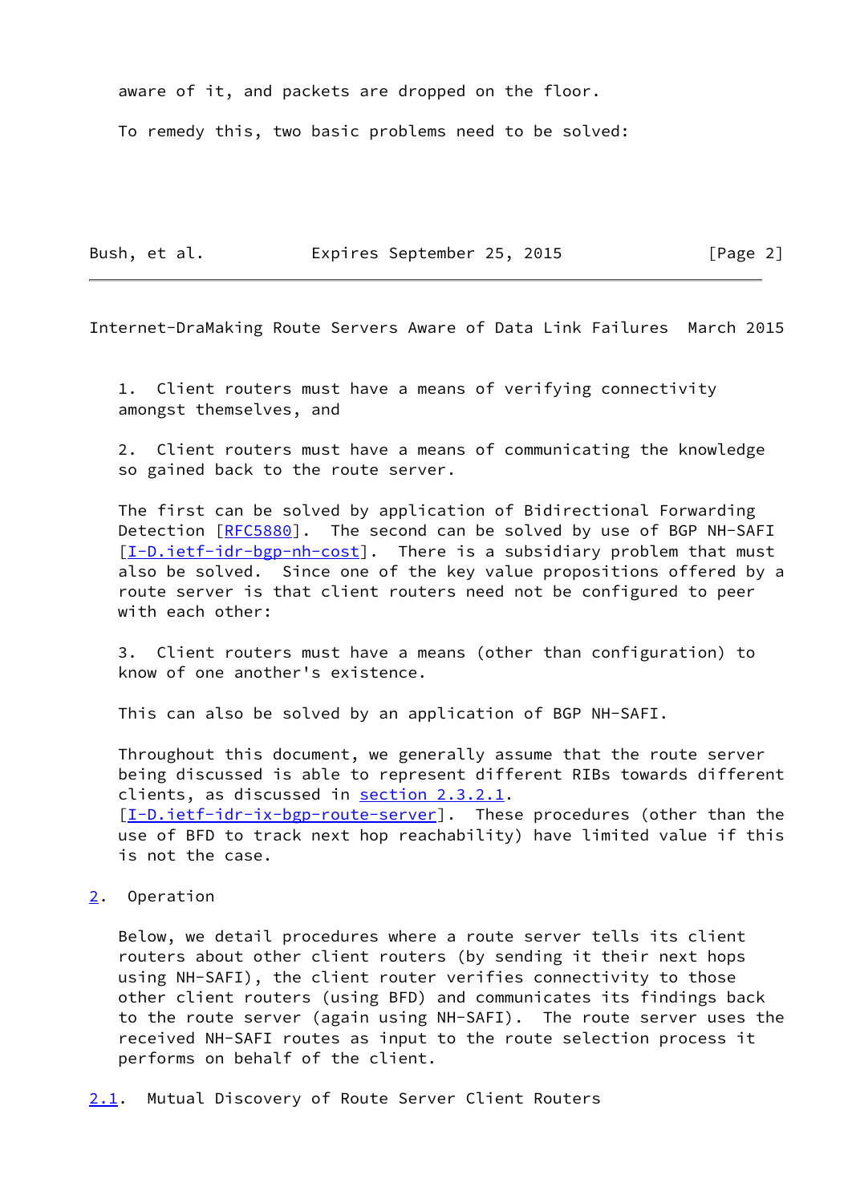aware of it, and packets are dropped on the floor.

To remedy this, two basic problems need to be solved:

1. Client routers must have a means of verifying connectivity amongst themselves, and

2. Client routers must have a means of communicating the knowledge so gained back to the route server.

The first can be solved by application of Bidirectional Forwarding Detection [RFC5880]. The second can be solved by use of BGP NH-SAFI [I-D.ietf-idr-bgp-nh-cost]. There is a subsidiary problem that must also be solved. Since one of the key value propositions offered by a route server is that client routers need not be configured to peer with each other:

3. Client routers must have a means (other than configuration) to know of one another's existence.

This can also be solved by an application of BGP NH-SAFI.

Throughout this document, we generally assume that the route server being discussed is able to represent different RIBs towards different clients, as discussed in section 2.3.2.1. [I-D.ietf-idr-ix-bgp-route-server]. These procedures (other than the use of BFD to track next hop reachability) have limited value if this is not the case.

## 2. Operation

Below, we detail procedures where a route server tells its client routers about other client routers (by sending it their next hops using NH-SAFI), the client router verifies connectivity to those other client routers (using BFD) and communicates its findings back to the route server (again using NH-SAFI). The route server uses the received NH-SAFI routes as input to the route selection process it performs on behalf of the client.

### 2.1. Mutual Discovery of Route Server Client Routers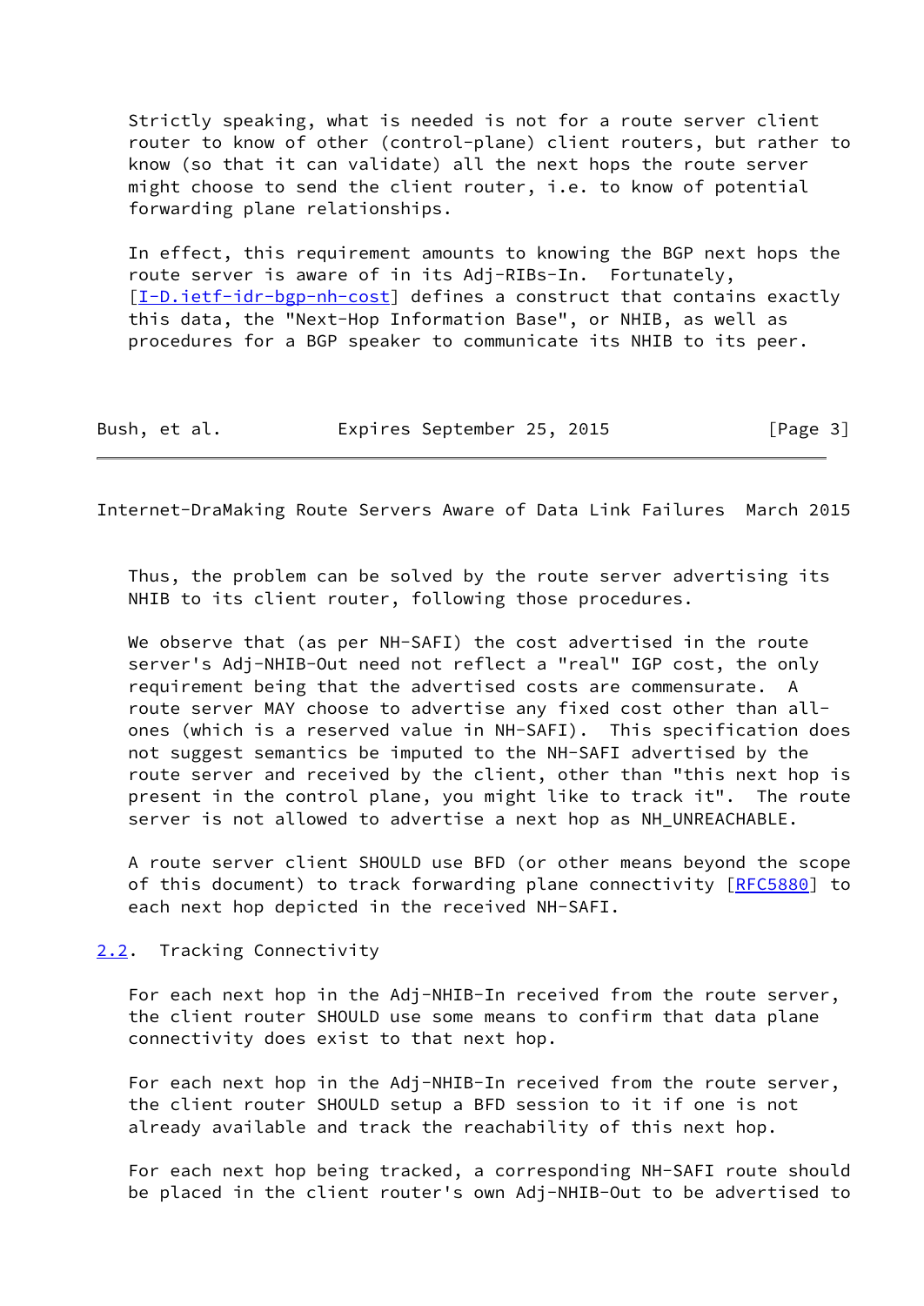Strictly speaking, what is needed is not for a route server client router to know of other (control-plane) client routers, but rather to know (so that it can validate) all the next hops the route server might choose to send the client router, i.e. to know of potential forwarding plane relationships.

In effect, this requirement amounts to knowing the BGP next hops the route server is aware of in its Adj-RIBs-In. Fortunately, [I-D.ietf-idr-bgp-nh-cost] defines a construct that contains exactly this data, the "Next-Hop Information Base", or NHIB, as well as procedures for a BGP speaker to communicate its NHIB to its peer.

Thus, the problem can be solved by the route server advertising its NHIB to its client router, following those procedures.

We observe that (as per NH-SAFI) the cost advertised in the route server's Adj-NHIB-Out need not reflect a "real" IGP cost, the only requirement being that the advertised costs are commensurate. A route server MAY choose to advertise any fixed cost other than all-ones (which is a reserved value in NH-SAFI). This specification does not suggest semantics be imputed to the NH-SAFI advertised by the route server and received by the client, other than "this next hop is present in the control plane, you might like to track it". The route server is not allowed to advertise a next hop as NH_UNREACHABLE.

A route server client SHOULD use BFD (or other means beyond the scope of this document) to track forwarding plane connectivity [RFC5880] to each next hop depicted in the received NH-SAFI.

## 2.2. Tracking Connectivity

For each next hop in the Adj-NHIB-In received from the route server, the client router SHOULD use some means to confirm that data plane connectivity does exist to that next hop.

For each next hop in the Adj-NHIB-In received from the route server, the client router SHOULD setup a BFD session to it if one is not already available and track the reachability of this next hop.

For each next hop being tracked, a corresponding NH-SAFI route should be placed in the client router's own Adj-NHIB-Out to be advertised to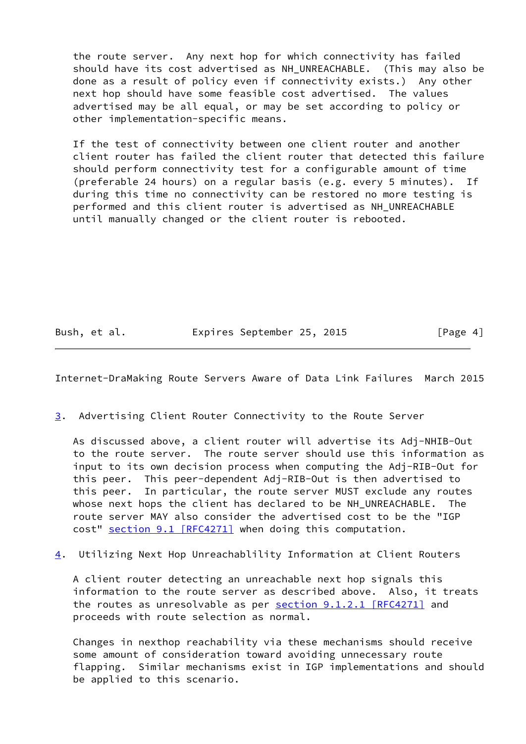the route server. Any next hop for which connectivity has failed should have its cost advertised as NH_UNREACHABLE. (This may also be done as a result of policy even if connectivity exists.) Any other next hop should have some feasible cost advertised. The values advertised may be all equal, or may be set according to policy or other implementation-specific means.

If the test of connectivity between one client router and another client router has failed the client router that detected this failure should perform connectivity test for a configurable amount of time (preferable 24 hours) on a regular basis (e.g. every 5 minutes). If during this time no connectivity can be restored no more testing is performed and this client router is advertised as NH_UNREACHABLE until manually changed or the client router is rebooted.

## 3. Advertising Client Router Connectivity to the Route Server

As discussed above, a client router will advertise its Adj-NHIB-Out to the route server. The route server should use this information as input to its own decision process when computing the Adj-RIB-Out for this peer. This peer-dependent Adj-RIB-Out is then advertised to this peer. In particular, the route server MUST exclude any routes whose next hops the client has declared to be NH_UNREACHABLE. The route server MAY also consider the advertised cost to be the "IGP cost" section 9.1 [RFC4271] when doing this computation.

## 4. Utilizing Next Hop Unreachablility Information at Client Routers

A client router detecting an unreachable next hop signals this information to the route server as described above. Also, it treats the routes as unresolvable as per section 9.1.2.1 [RFC4271] and proceeds with route selection as normal.

Changes in nexthop reachability via these mechanisms should receive some amount of consideration toward avoiding unnecessary route flapping. Similar mechanisms exist in IGP implementations and should be applied to this scenario.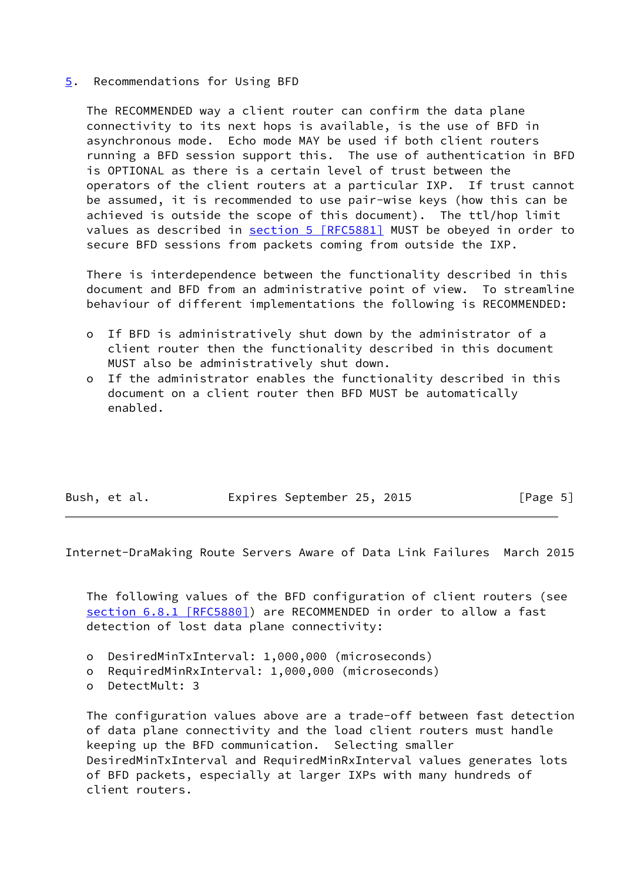## 5. Recommendations for Using BFD

The RECOMMENDED way a client router can confirm the data plane connectivity to its next hops is available, is the use of BFD in asynchronous mode. Echo mode MAY be used if both client routers running a BFD session support this. The use of authentication in BFD is OPTIONAL as there is a certain level of trust between the operators of the client routers at a particular IXP. If trust cannot be assumed, it is recommended to use pair-wise keys (how this can be achieved is outside the scope of this document). The ttl/hop limit values as described in section 5 [RFC5881] MUST be obeyed in order to secure BFD sessions from packets coming from outside the IXP.

There is interdependence between the functionality described in this document and BFD from an administrative point of view. To streamline behaviour of different implementations the following is RECOMMENDED:

- If BFD is administratively shut down by the administrator of a client router then the functionality described in this document MUST also be administratively shut down.
- If the administrator enables the functionality described in this document on a client router then BFD MUST be automatically enabled.

The following values of the BFD configuration of client routers (see section 6.8.1 [RFC5880]) are RECOMMENDED in order to allow a fast detection of lost data plane connectivity:

- DesiredMinTxInterval: 1,000,000 (microseconds)
- RequiredMinRxInterval: 1,000,000 (microseconds)
- DetectMult: 3

The configuration values above are a trade-off between fast detection of data plane connectivity and the load client routers must handle keeping up the BFD communication. Selecting smaller DesiredMinTxInterval and RequiredMinRxInterval values generates lots of BFD packets, especially at larger IXPs with many hundreds of client routers.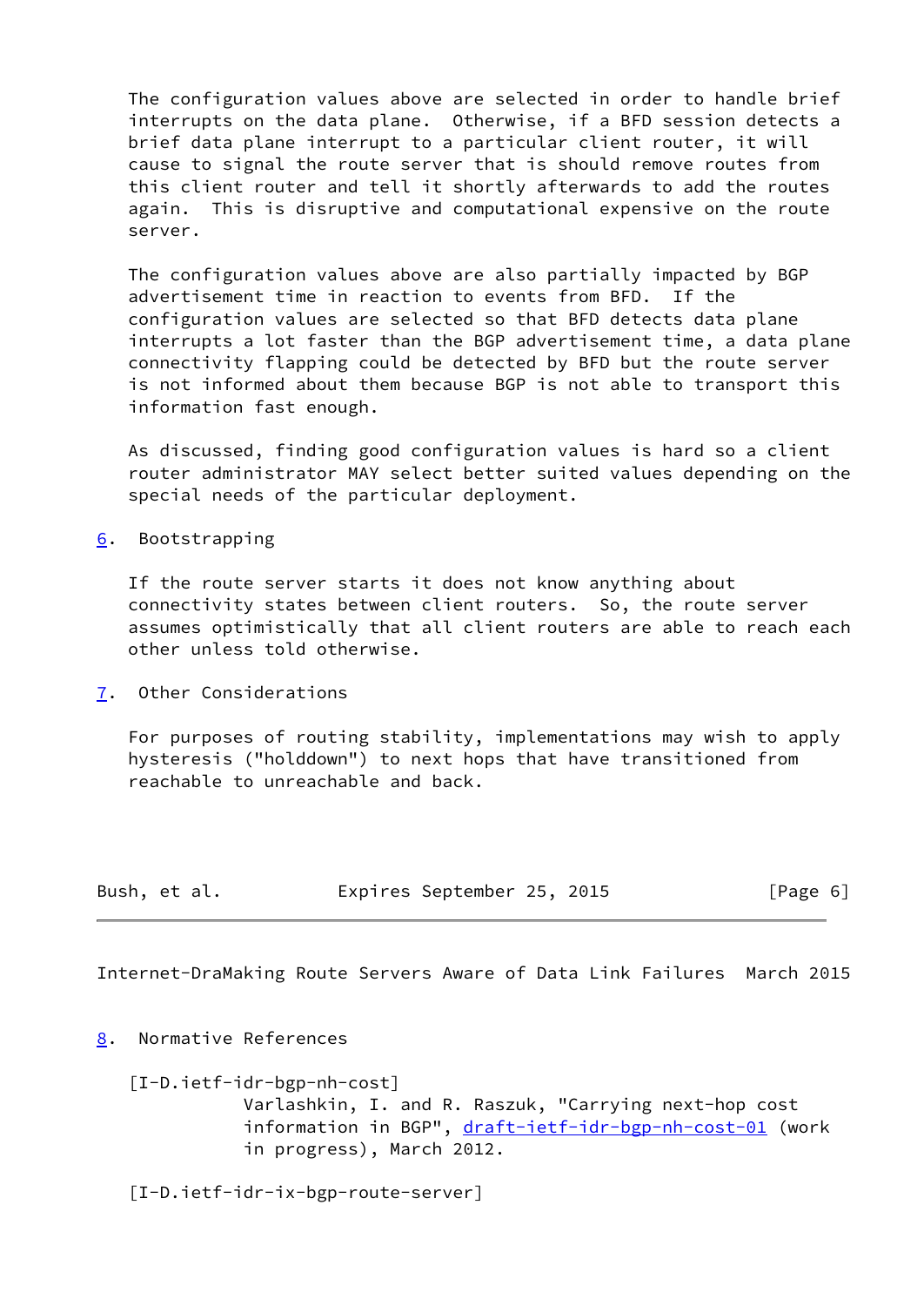The configuration values above are selected in order to handle brief interrupts on the data plane. Otherwise, if a BFD session detects a brief data plane interrupt to a particular client router, it will cause to signal the route server that is should remove routes from this client router and tell it shortly afterwards to add the routes again. This is disruptive and computational expensive on the route server.

The configuration values above are also partially impacted by BGP advertisement time in reaction to events from BFD. If the configuration values are selected so that BFD detects data plane interrupts a lot faster than the BGP advertisement time, a data plane connectivity flapping could be detected by BFD but the route server is not informed about them because BGP is not able to transport this information fast enough.

As discussed, finding good configuration values is hard so a client router administrator MAY select better suited values depending on the special needs of the particular deployment.

## 6. Bootstrapping

If the route server starts it does not know anything about connectivity states between client routers. So, the route server assumes optimistically that all client routers are able to reach each other unless told otherwise.

## 7. Other Considerations

For purposes of routing stability, implementations may wish to apply hysteresis ("holddown") to next hops that have transitioned from reachable to unreachable and back.

## 8. Normative References

[I-D.ietf-idr-bgp-nh-cost]
Varlashkin, I. and R. Raszuk, "Carrying next-hop cost information in BGP", draft-ietf-idr-bgp-nh-cost-01 (work in progress), March 2012.

[I-D.ietf-idr-ix-bgp-route-server]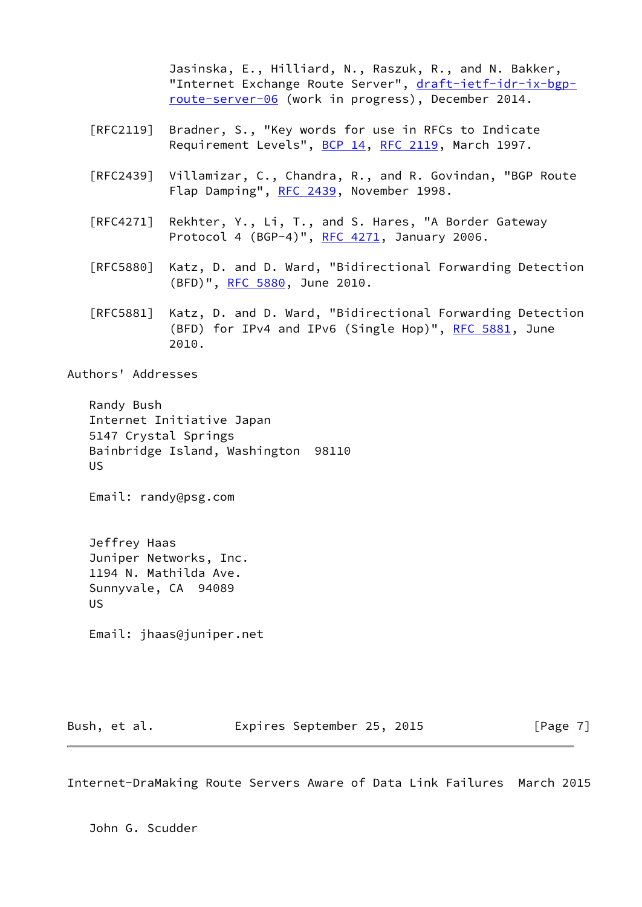Jasinska, E., Hilliard, N., Raszuk, R., and N. Bakker, "Internet Exchange Route Server", draft-ietf-idr-ix-bgp-route-server-06 (work in progress), December 2014.

[RFC2119] Bradner, S., "Key words for use in RFCs to Indicate Requirement Levels", BCP 14, RFC 2119, March 1997.

[RFC2439] Villamizar, C., Chandra, R., and R. Govindan, "BGP Route Flap Damping", RFC 2439, November 1998.

[RFC4271] Rekhter, Y., Li, T., and S. Hares, "A Border Gateway Protocol 4 (BGP-4)", RFC 4271, January 2006.

[RFC5880] Katz, D. and D. Ward, "Bidirectional Forwarding Detection (BFD)", RFC 5880, June 2010.

[RFC5881] Katz, D. and D. Ward, "Bidirectional Forwarding Detection (BFD) for IPv4 and IPv6 (Single Hop)", RFC 5881, June 2010.

## Authors' Addresses

Randy Bush
Internet Initiative Japan
5147 Crystal Springs
Bainbridge Island, Washington 98110
US

Email: randy@psg.com

Jeffrey Haas
Juniper Networks, Inc.
1194 N. Mathilda Ave.
Sunnyvale, CA 94089
US

Email: jhaas@juniper.net

John G. Scudder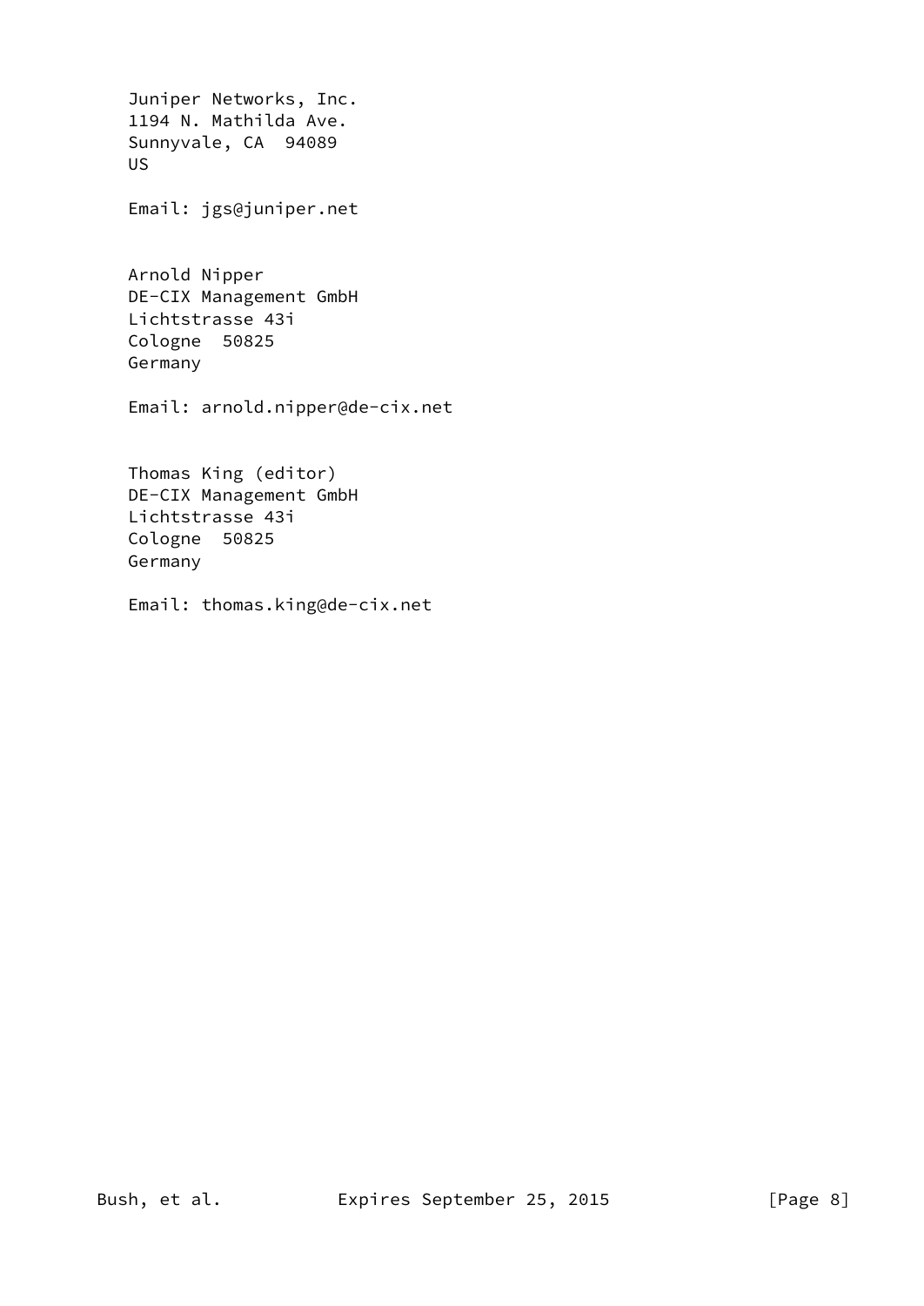Juniper Networks, Inc.
1194 N. Mathilda Ave.
Sunnyvale, CA  94089
US

Email: jgs@juniper.net

Arnold Nipper
DE-CIX Management GmbH
Lichtstrasse 43i
Cologne  50825
Germany

Email: arnold.nipper@de-cix.net

Thomas King (editor)
DE-CIX Management GmbH
Lichtstrasse 43i
Cologne  50825
Germany

Email: thomas.king@de-cix.net